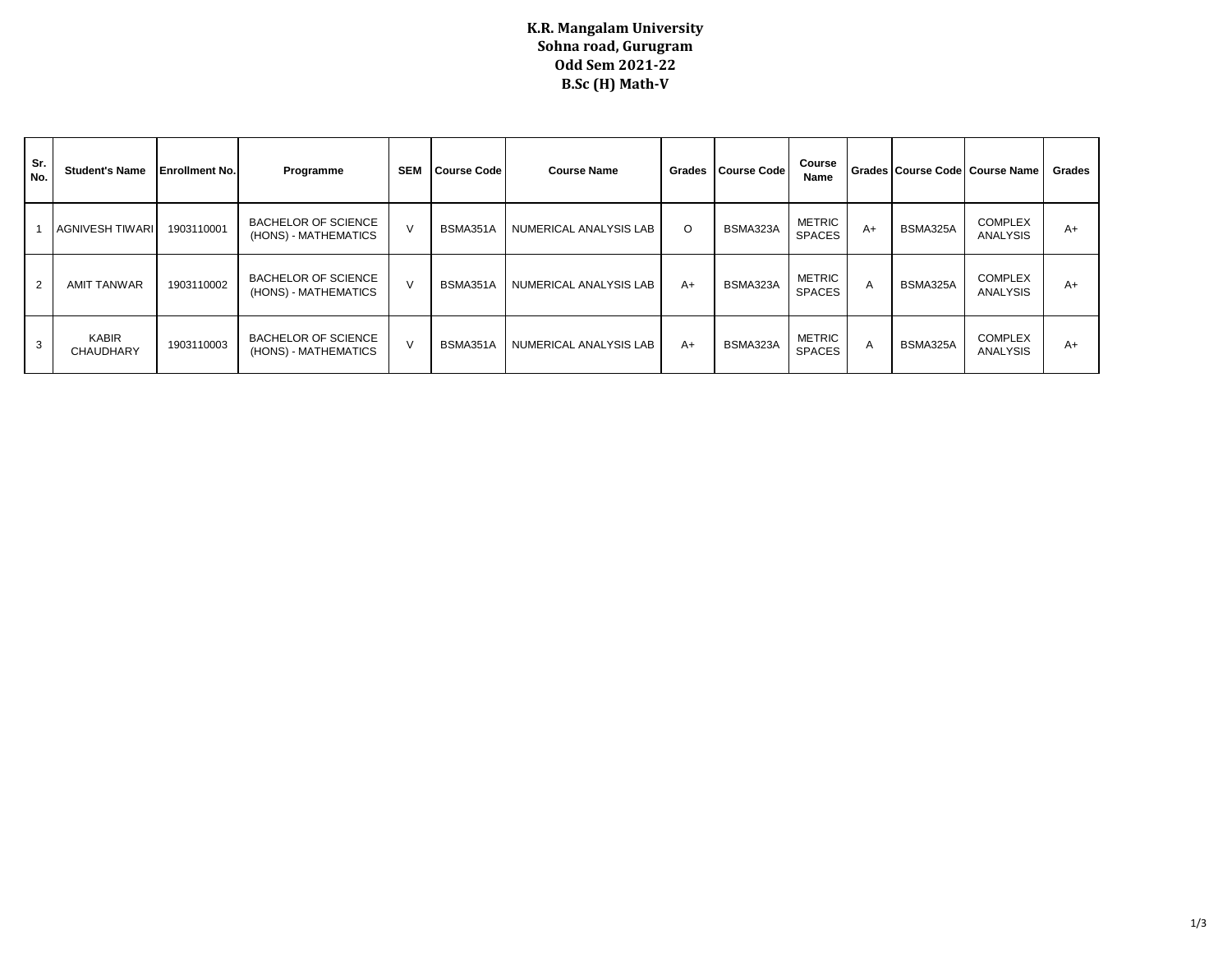# K.R. Mangalam University
## Sohna road, Gurugram
## Odd Sem 2021-22
## B.Sc (H) Math-V

| Sr. No. | Student's Name | Enrollment No. | Programme | SEM | Course Code | Course Name | Grades | Course Code | Course Name | Grades | Course Code | Course Name | Grades |
|---|---|---|---|---|---|---|---|---|---|---|---|---|---|
| 1 | AGNIVESH TIWARI | 1903110001 | BACHELOR OF SCIENCE (HONS) - MATHEMATICS | V | BSMA351A | NUMERICAL ANALYSIS LAB | O | BSMA323A | METRIC SPACES | A+ | BSMA325A | COMPLEX ANALYSIS | A+ |
| 2 | AMIT TANWAR | 1903110002 | BACHELOR OF SCIENCE (HONS) - MATHEMATICS | V | BSMA351A | NUMERICAL ANALYSIS LAB | A+ | BSMA323A | METRIC SPACES | A | BSMA325A | COMPLEX ANALYSIS | A+ |
| 3 | KABIR CHAUDHARY | 1903110003 | BACHELOR OF SCIENCE (HONS) - MATHEMATICS | V | BSMA351A | NUMERICAL ANALYSIS LAB | A+ | BSMA323A | METRIC SPACES | A | BSMA325A | COMPLEX ANALYSIS | A+ |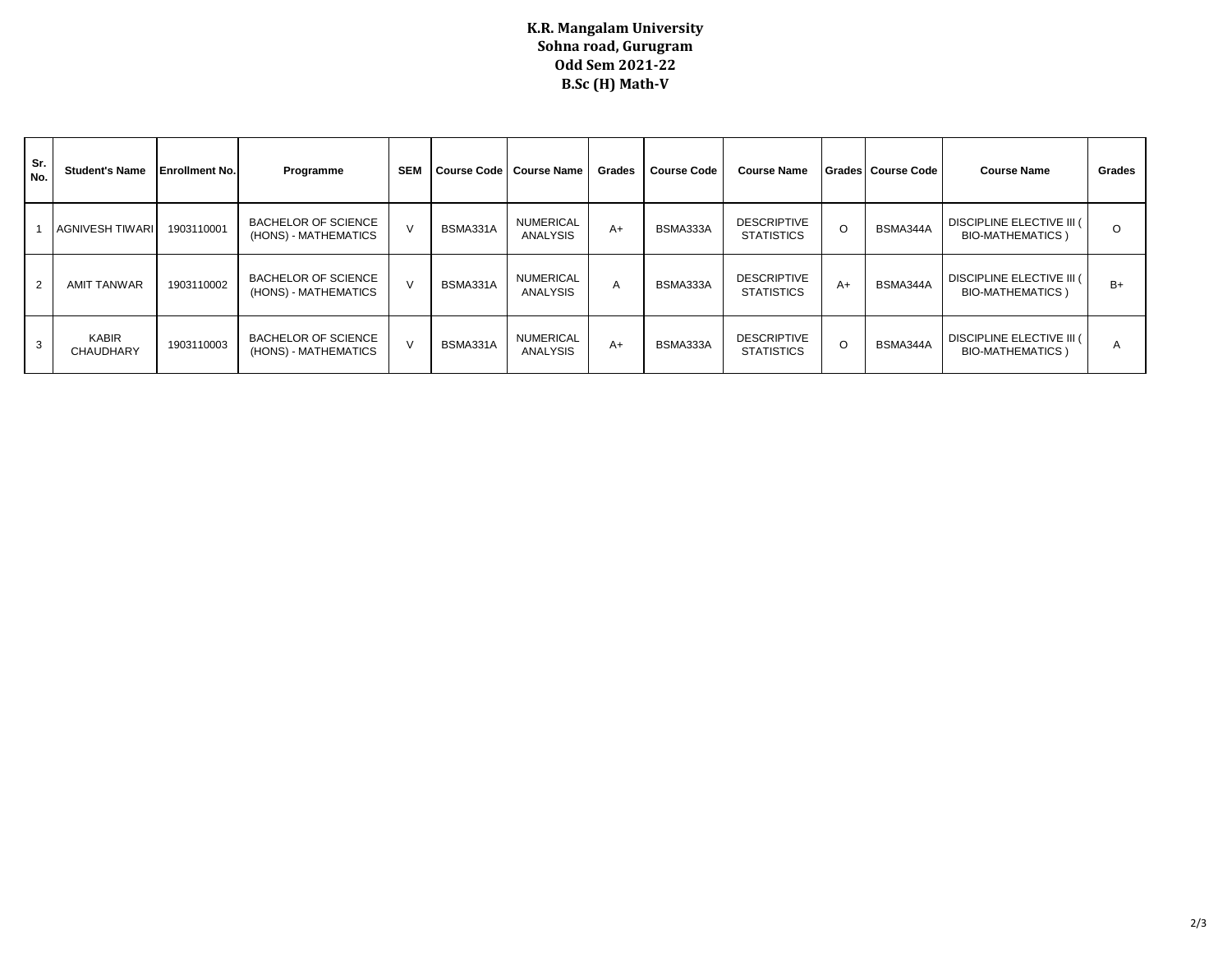# K.R. Mangalam University
## Sohna road, Gurugram
## Odd Sem 2021-22
## B.Sc (H) Math-V

| Sr. No. | Student's Name | Enrollment No. | Programme | SEM | Course Code | Course Name | Grades | Course Code | Course Name | Grades | Course Code | Course Name | Grades |
|---|---|---|---|---|---|---|---|---|---|---|---|---|---|
| 1 | AGNIVESH TIWARI | 1903110001 | BACHELOR OF SCIENCE (HONS) - MATHEMATICS | V | BSMA331A | NUMERICAL ANALYSIS | A+ | BSMA333A | DESCRIPTIVE STATISTICS | O | BSMA344A | DISCIPLINE ELECTIVE III ( BIO-MATHEMATICS ) | O |
| 2 | AMIT TANWAR | 1903110002 | BACHELOR OF SCIENCE (HONS) - MATHEMATICS | V | BSMA331A | NUMERICAL ANALYSIS | A | BSMA333A | DESCRIPTIVE STATISTICS | A+ | BSMA344A | DISCIPLINE ELECTIVE III ( BIO-MATHEMATICS ) | B+ |
| 3 | KABIR CHAUDHARY | 1903110003 | BACHELOR OF SCIENCE (HONS) - MATHEMATICS | V | BSMA331A | NUMERICAL ANALYSIS | A+ | BSMA333A | DESCRIPTIVE STATISTICS | O | BSMA344A | DISCIPLINE ELECTIVE III ( BIO-MATHEMATICS ) | A |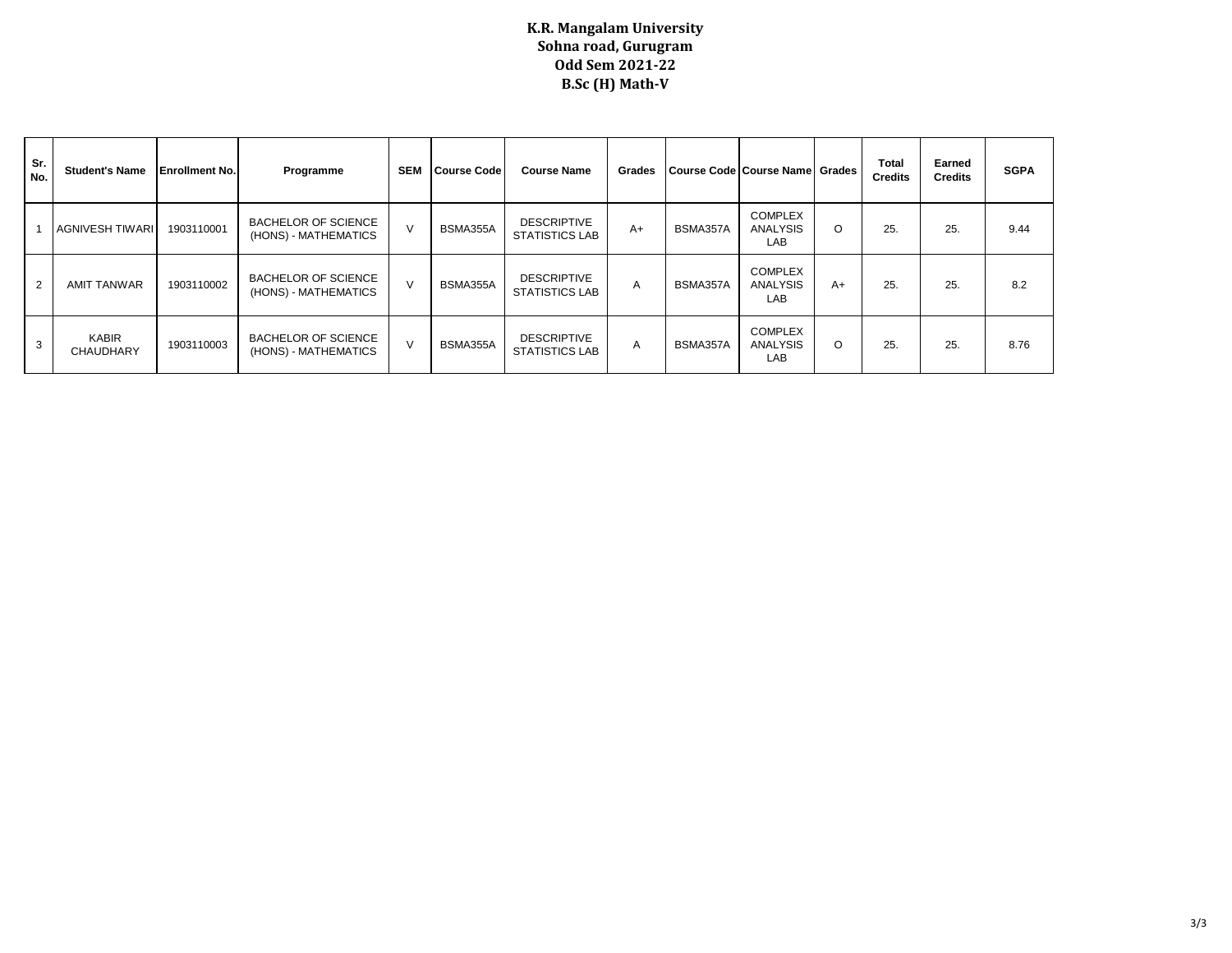# K.R. Mangalam University
## Sohna road, Gurugram
## Odd Sem 2021-22
## B.Sc (H) Math-V

| Sr. No. | Student's Name | Enrollment No. | Programme | SEM | Course Code | Course Name | Grades | Course Code | Course Name | Grades | Total Credits | Earned Credits | SGPA |
|---|---|---|---|---|---|---|---|---|---|---|---|---|---|
| 1 | AGNIVESH TIWARI | 1903110001 | BACHELOR OF SCIENCE (HONS) - MATHEMATICS | V | BSMA355A | DESCRIPTIVE STATISTICS LAB | A+ | BSMA357A | COMPLEX ANALYSIS LAB | O | 25. | 25. | 9.44 |
| 2 | AMIT TANWAR | 1903110002 | BACHELOR OF SCIENCE (HONS) - MATHEMATICS | V | BSMA355A | DESCRIPTIVE STATISTICS LAB | A | BSMA357A | COMPLEX ANALYSIS LAB | A+ | 25. | 25. | 8.2 |
| 3 | KABIR CHAUDHARY | 1903110003 | BACHELOR OF SCIENCE (HONS) - MATHEMATICS | V | BSMA355A | DESCRIPTIVE STATISTICS LAB | A | BSMA357A | COMPLEX ANALYSIS LAB | O | 25. | 25. | 8.76 |